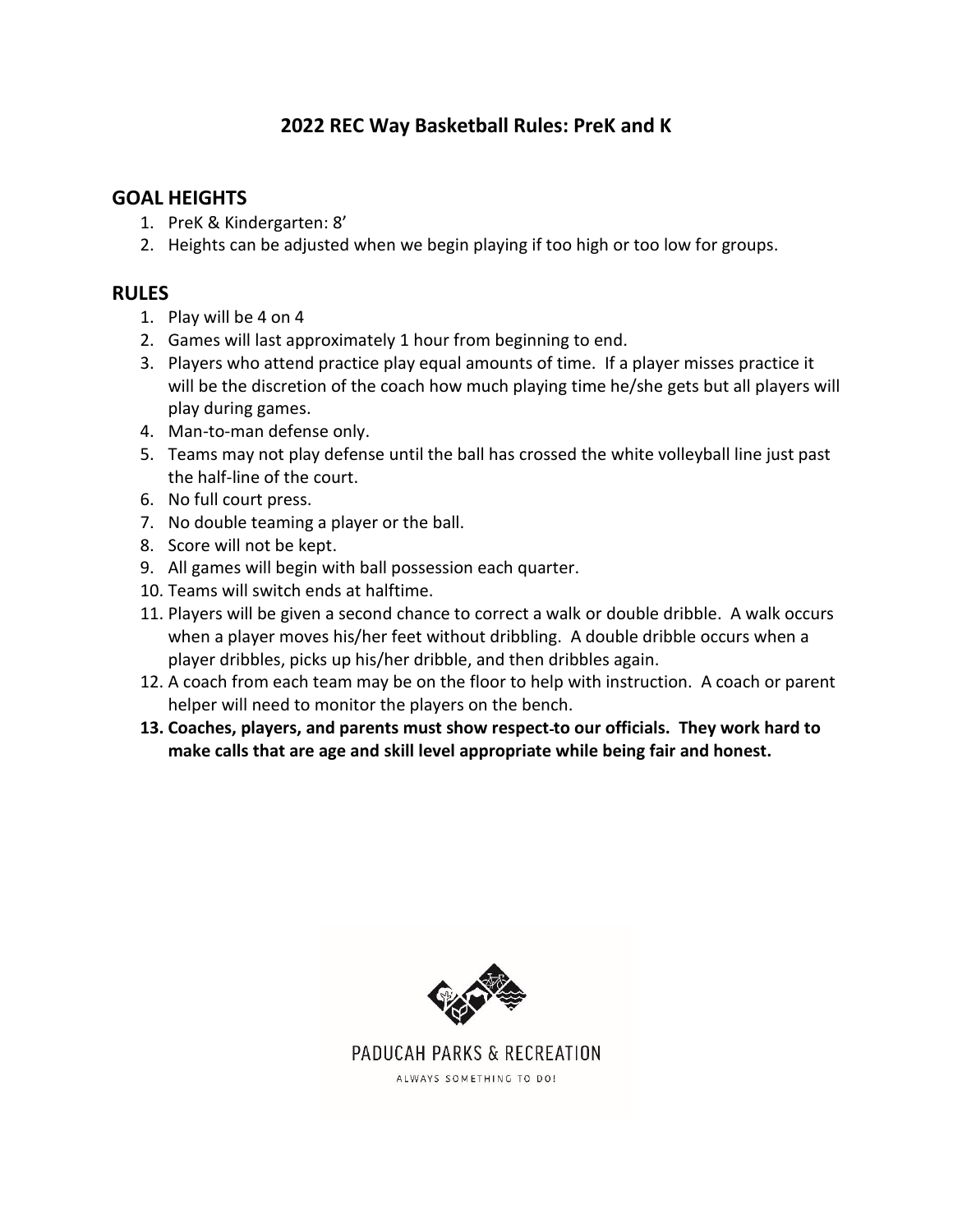# 2022 REC Way Basketball Rules: PreK and K

## GOAL HEIGHTS

1. PreK & Kindergarten: 8'
2. Heights can be adjusted when we begin playing if too high or too low for groups.

## RULES

1. Play will be 4 on 4
2. Games will last approximately 1 hour from beginning to end.
3. Players who attend practice play equal amounts of time. If a player misses practice it will be the discretion of the coach how much playing time he/she gets but all players will play during games.
4. Man-to-man defense only.
5. Teams may not play defense until the ball has crossed the white volleyball line just past the half-line of the court.
6. No full court press.
7. No double teaming a player or the ball.
8. Score will not be kept.
9. All games will begin with ball possession each quarter.
10. Teams will switch ends at halftime.
11. Players will be given a second chance to correct a walk or double dribble. A walk occurs when a player moves his/her feet without dribbling. A double dribble occurs when a player dribbles, picks up his/her dribble, and then dribbles again.
12. A coach from each team may be on the floor to help with instruction. A coach or parent helper will need to monitor the players on the bench.
13. **Coaches, players, and parents must show respect to our officials. They work hard to make calls that are age and skill level appropriate while being fair and honest.**

PADUCAH PARKS & RECREATION

ALWAYS SOMETHING TO DO!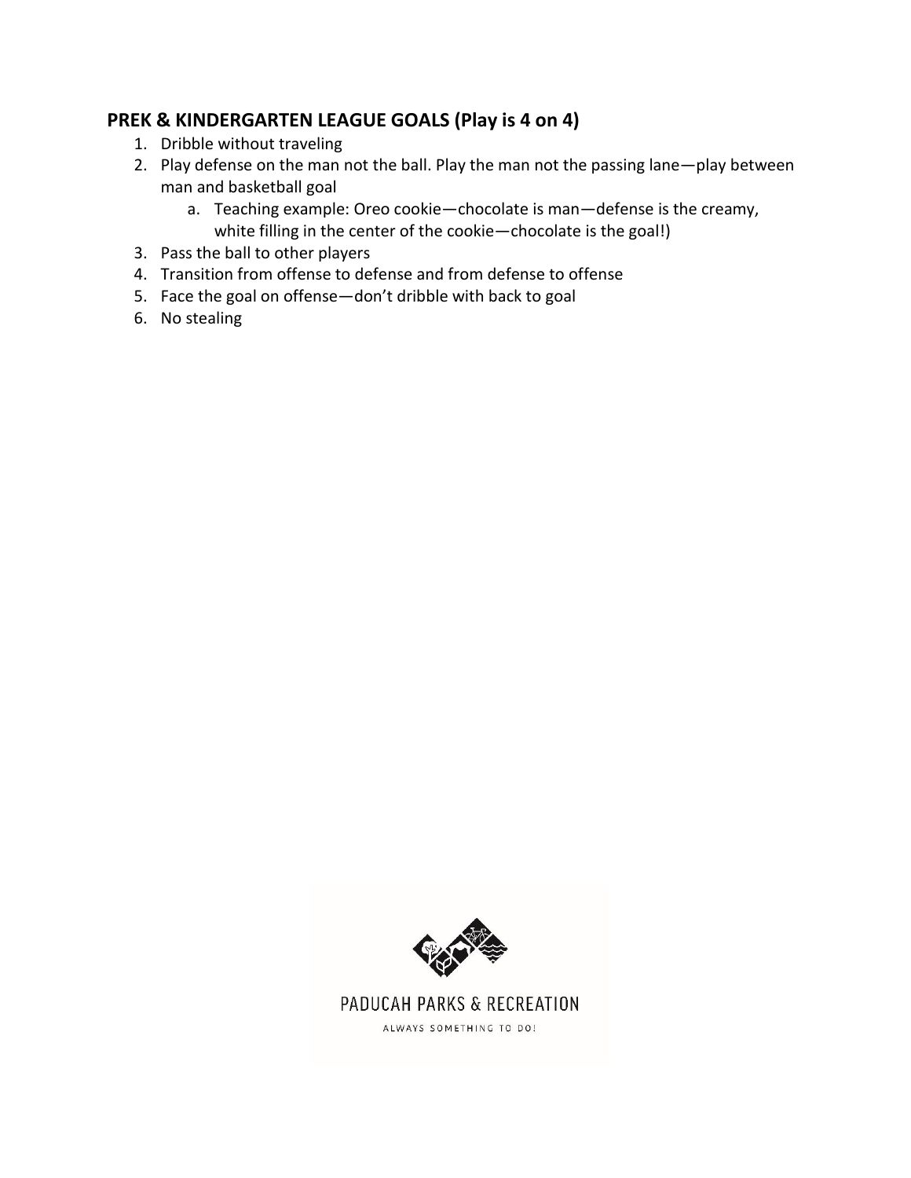## PREK & KINDERGARTEN LEAGUE GOALS (Play is 4 on 4)

1. Dribble without traveling
2. Play defense on the man not the ball. Play the man not the passing lane—play between man and basketball goal
   a. Teaching example: Oreo cookie—chocolate is man—defense is the creamy, white filling in the center of the cookie—chocolate is the goal!)
3. Pass the ball to other players
4. Transition from offense to defense and from defense to offense
5. Face the goal on offense—don't dribble with back to goal
6. No stealing

PADUCAH PARKS & RECREATION

ALWAYS SOMETHING TO DO!